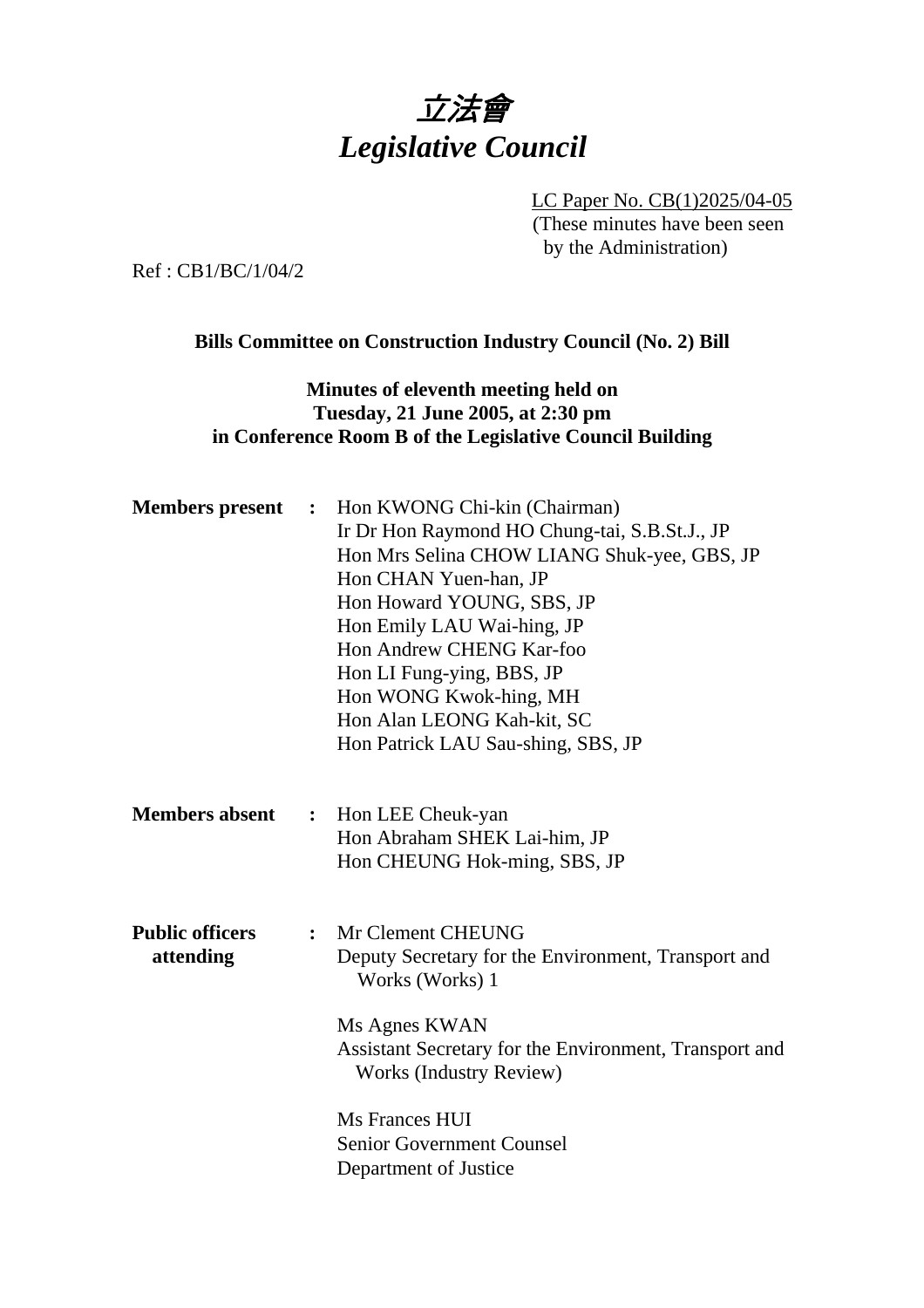# 立法會
# *Legislative Council*

LC Paper No. CB(1)2025/04-05
(These minutes have been seen by the Administration)

Ref : CB1/BC/1/04/2

**Bills Committee on Construction Industry Council (No. 2) Bill**

**Minutes of eleventh meeting held on Tuesday, 21 June 2005, at 2:30 pm in Conference Room B of the Legislative Council Building**

**Members present** : Hon KWONG Chi-kin (Chairman)
Ir Dr Hon Raymond HO Chung-tai, S.B.St.J., JP
Hon Mrs Selina CHOW LIANG Shuk-yee, GBS, JP
Hon CHAN Yuen-han, JP
Hon Howard YOUNG, SBS, JP
Hon Emily LAU Wai-hing, JP
Hon Andrew CHENG Kar-foo
Hon LI Fung-ying, BBS, JP
Hon WONG Kwok-hing, MH
Hon Alan LEONG Kah-kit, SC
Hon Patrick LAU Sau-shing, SBS, JP

**Members absent** : Hon LEE Cheuk-yan
Hon Abraham SHEK Lai-him, JP
Hon CHEUNG Hok-ming, SBS, JP

**Public officers attending** : Mr Clement CHEUNG
Deputy Secretary for the Environment, Transport and Works (Works) 1

Ms Agnes KWAN
Assistant Secretary for the Environment, Transport and Works (Industry Review)

Ms Frances HUI
Senior Government Counsel
Department of Justice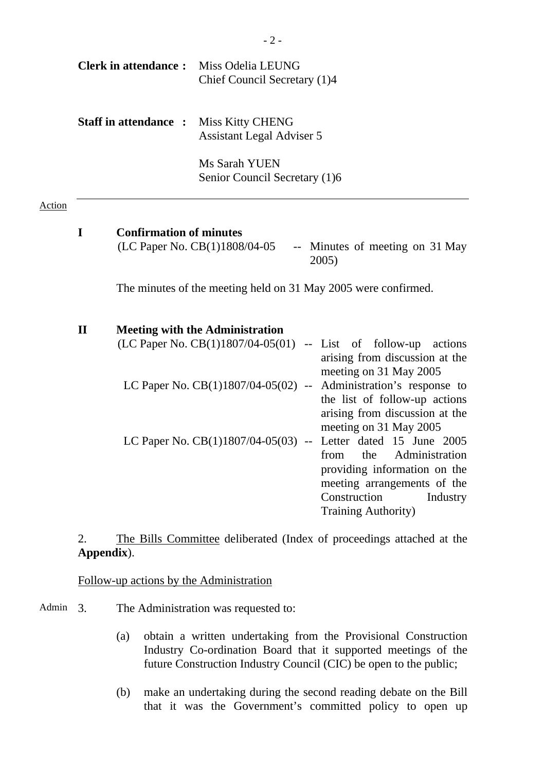**Clerk in attendance :** Miss Odelia LEUNG
Chief Council Secretary (1)4

**Staff in attendance :** Miss Kitty CHENG
Assistant Legal Adviser 5

Ms Sarah YUEN
Senior Council Secretary (1)6

Action

**I Confirmation of minutes**

(LC Paper No. CB(1)1808/04-05 -- Minutes of meeting on 31 May 2005)

The minutes of the meeting held on 31 May 2005 were confirmed.

**II Meeting with the Administration**

(LC Paper No. CB(1)1807/04-05(01) -- List of follow-up actions arising from discussion at the meeting on 31 May 2005

LC Paper No. CB(1)1807/04-05(02) -- Administration's response to the list of follow-up actions arising from discussion at the meeting on 31 May 2005

LC Paper No. CB(1)1807/04-05(03) -- Letter dated 15 June 2005 from the Administration providing information on the meeting arrangements of the Construction Industry Training Authority)

2. The Bills Committee deliberated (Index of proceedings attached at the **Appendix**).

Follow-up actions by the Administration

Admin 3. The Administration was requested to:

(a) obtain a written undertaking from the Provisional Construction Industry Co-ordination Board that it supported meetings of the future Construction Industry Council (CIC) be open to the public;

(b) make an undertaking during the second reading debate on the Bill that it was the Government's committed policy to open up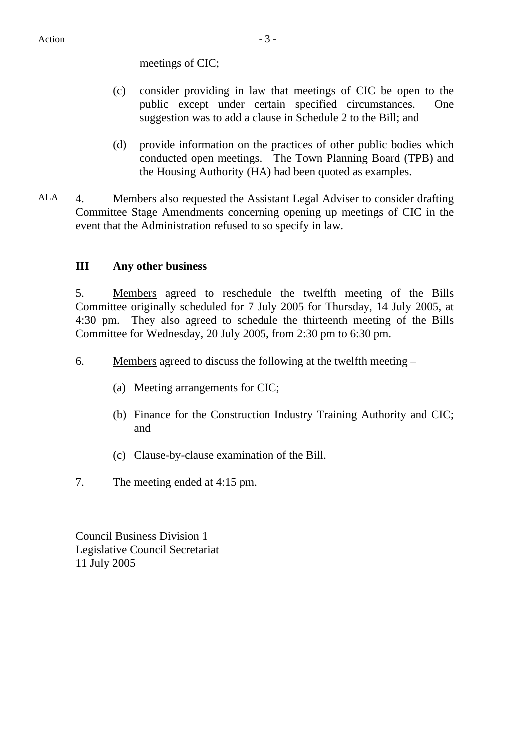Action

meetings of CIC;

(c) consider providing in law that meetings of CIC be open to the public except under certain specified circumstances. One suggestion was to add a clause in Schedule 2 to the Bill; and

(d) provide information on the practices of other public bodies which conducted open meetings. The Town Planning Board (TPB) and the Housing Authority (HA) had been quoted as examples.

ALA 4. Members also requested the Assistant Legal Adviser to consider drafting Committee Stage Amendments concerning opening up meetings of CIC in the event that the Administration refused to so specify in law.

**III Any other business**

5. Members agreed to reschedule the twelfth meeting of the Bills Committee originally scheduled for 7 July 2005 for Thursday, 14 July 2005, at 4:30 pm. They also agreed to schedule the thirteenth meeting of the Bills Committee for Wednesday, 20 July 2005, from 2:30 pm to 6:30 pm.

6. Members agreed to discuss the following at the twelfth meeting –

(a) Meeting arrangements for CIC;

(b) Finance for the Construction Industry Training Authority and CIC; and

(c) Clause-by-clause examination of the Bill.

7. The meeting ended at 4:15 pm.

Council Business Division 1
Legislative Council Secretariat
11 July 2005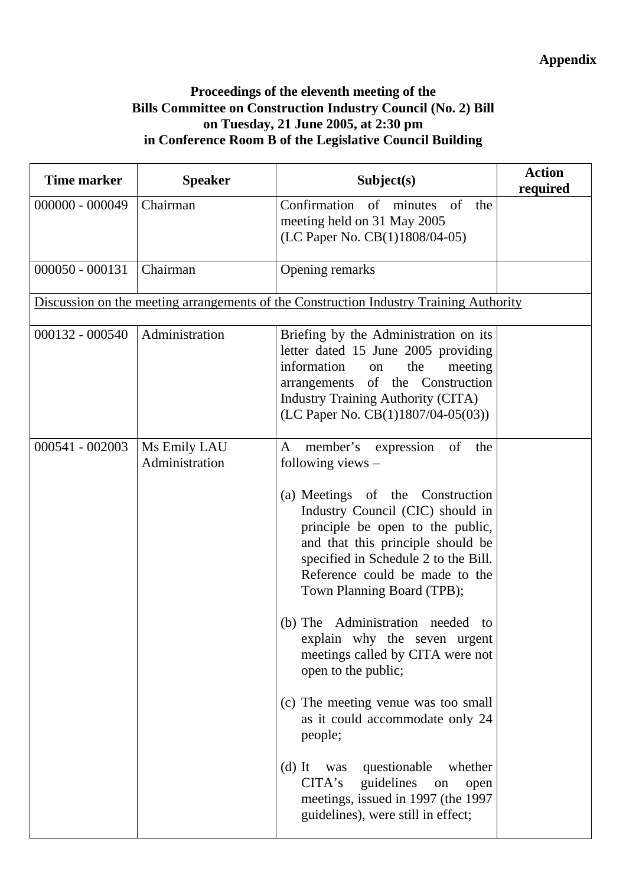**Appendix**

**Proceedings of the eleventh meeting of the Bills Committee on Construction Industry Council (No. 2) Bill on Tuesday, 21 June 2005, at 2:30 pm in Conference Room B of the Legislative Council Building**

| Time marker | Speaker | Subject(s) | Action required |
|---|---|---|---|
| 000000 - 000049 | Chairman | Confirmation of minutes of the meeting held on 31 May 2005 (LC Paper No. CB(1)1808/04-05) | |
| 000050 - 000131 | Chairman | Opening remarks | |
| Discussion on the meeting arrangements of the Construction Industry Training Authority | | | |
| 000132 - 000540 | Administration | Briefing by the Administration on its letter dated 15 June 2005 providing information on the meeting arrangements of the Construction Industry Training Authority (CITA) (LC Paper No. CB(1)1807/04-05(03)) | |
| 000541 - 002003 | Ms Emily LAU<br>Administration | A member's expression of the following views –<br><br>(a) Meetings of the Construction Industry Council (CIC) should in principle be open to the public, and that this principle should be specified in Schedule 2 to the Bill. Reference could be made to the Town Planning Board (TPB);<br><br>(b) The Administration needed to explain why the seven urgent meetings called by CITA were not open to the public;<br><br>(c) The meeting venue was too small as it could accommodate only 24 people;<br><br>(d) It was questionable whether CITA's guidelines on open meetings, issued in 1997 (the 1997 guidelines), were still in effect; | |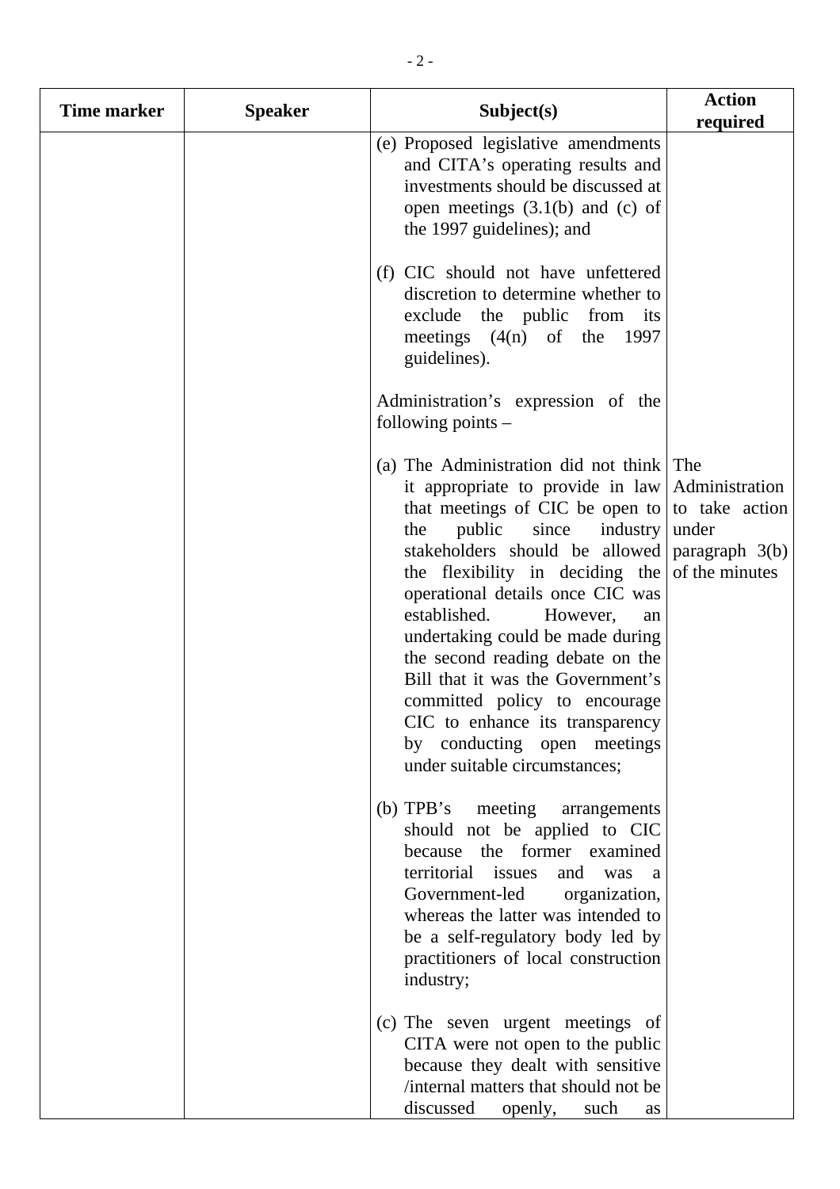| Time marker | Speaker | Subject(s) | Action required |
|---|---|---|---|
| | | (e) Proposed legislative amendments and CITA's operating results and investments should be discussed at open meetings (3.1(b) and (c) of the 1997 guidelines); and<br><br>(f) CIC should not have unfettered discretion to determine whether to exclude the public from its meetings (4(n) of the 1997 guidelines).<br><br>Administration's expression of the following points –<br><br>(a) The Administration did not think it appropriate to provide in law that meetings of CIC be open to the public since industry stakeholders should be allowed the flexibility in deciding the operational details once CIC was established. However, an undertaking could be made during the second reading debate on the Bill that it was the Government's committed policy to encourage CIC to enhance its transparency by conducting open meetings under suitable circumstances;<br><br>(b) TPB's meeting arrangements should not be applied to CIC because the former examined territorial issues and was a Government-led organization, whereas the latter was intended to be a self-regulatory body led by practitioners of local construction industry;<br><br>(c) The seven urgent meetings of CITA were not open to the public because they dealt with sensitive /internal matters that should not be discussed openly, such as | The Administration to take action under paragraph 3(b) of the minutes |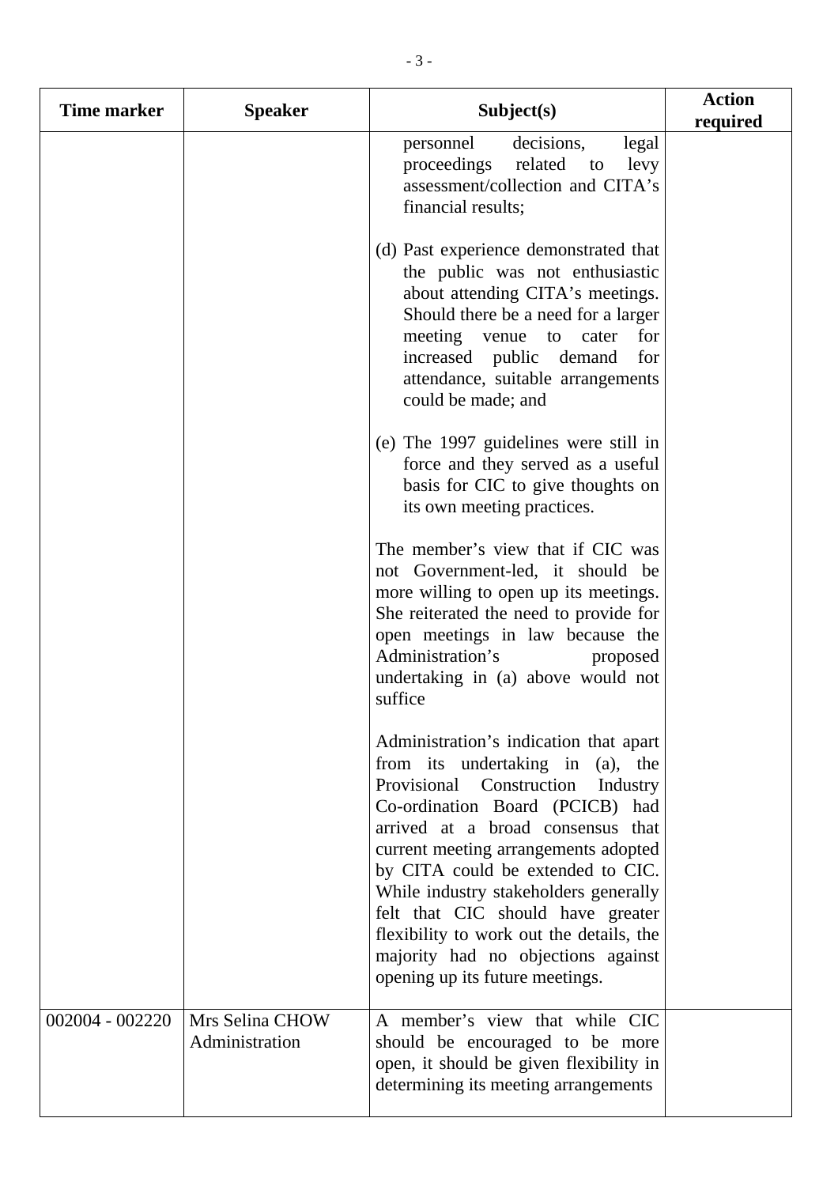| Time marker | Speaker | Subject(s) | Action required |
|---|---|---|---|
| | | personnel decisions, legal proceedings related to levy assessment/collection and CITA's financial results;<br><br>(d) Past experience demonstrated that the public was not enthusiastic about attending CITA's meetings. Should there be a need for a larger meeting venue to cater for increased public demand for attendance, suitable arrangements could be made; and<br><br>(e) The 1997 guidelines were still in force and they served as a useful basis for CIC to give thoughts on its own meeting practices.<br><br>The member's view that if CIC was not Government-led, it should be more willing to open up its meetings. She reiterated the need to provide for open meetings in law because the Administration's proposed undertaking in (a) above would not suffice<br><br>Administration's indication that apart from its undertaking in (a), the Provisional Construction Industry Co-ordination Board (PCICB) had arrived at a broad consensus that current meeting arrangements adopted by CITA could be extended to CIC. While industry stakeholders generally felt that CIC should have greater flexibility to work out the details, the majority had no objections against opening up its future meetings. | |
| 002004 - 002220 | Mrs Selina CHOW<br>Administration | A member's view that while CIC should be encouraged to be more open, it should be given flexibility in determining its meeting arrangements | |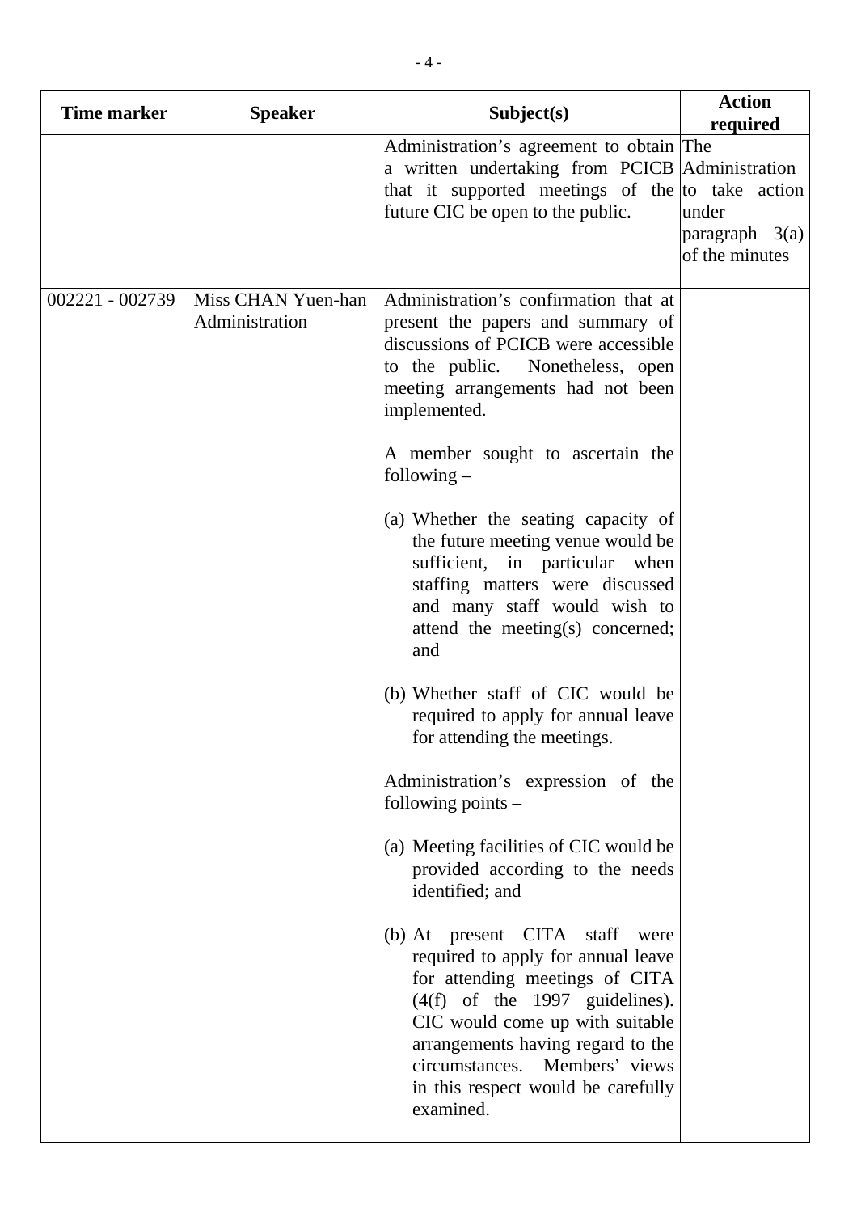| Time marker | Speaker | Subject(s) | Action required |
|---|---|---|---|
| | | Administration's agreement to obtain a written undertaking from PCICB that it supported meetings of the future CIC be open to the public. | The Administration to take action under paragraph 3(a) of the minutes |
| 002221 - 002739 | Miss CHAN Yuen-han<br>Administration | Administration's confirmation that at present the papers and summary of discussions of PCICB were accessible to the public. Nonetheless, open meeting arrangements had not been implemented.<br><br>A member sought to ascertain the following –<br><br>(a) Whether the seating capacity of the future meeting venue would be sufficient, in particular when staffing matters were discussed and many staff would wish to attend the meeting(s) concerned; and<br><br>(b) Whether staff of CIC would be required to apply for annual leave for attending the meetings.<br><br>Administration's expression of the following points –<br><br>(a) Meeting facilities of CIC would be provided according to the needs identified; and<br><br>(b) At present CITA staff were required to apply for annual leave for attending meetings of CITA (4(f) of the 1997 guidelines). CIC would come up with suitable arrangements having regard to the circumstances. Members' views in this respect would be carefully examined. | |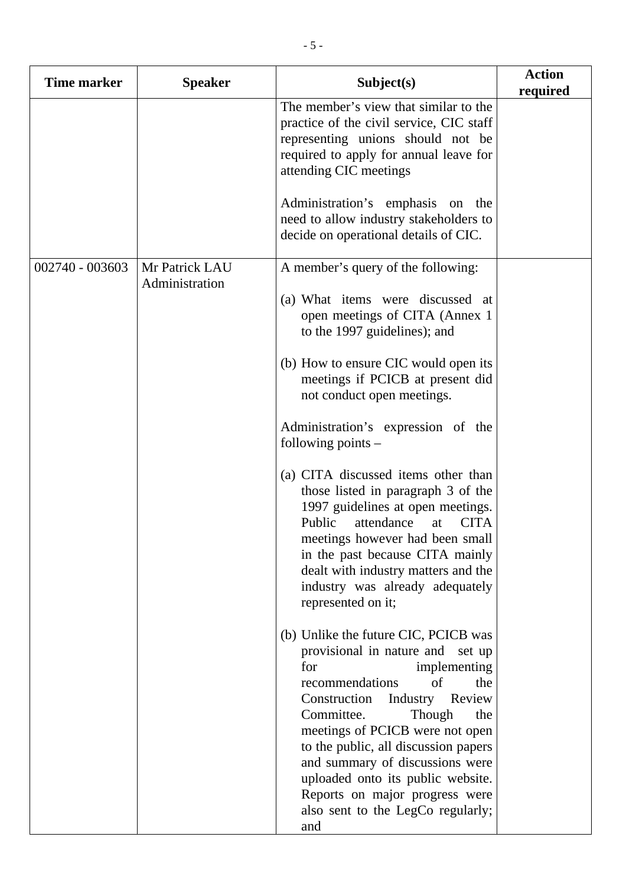| Time marker | Speaker | Subject(s) | Action required |
|---|---|---|---|
| | | The member's view that similar to the practice of the civil service, CIC staff representing unions should not be required to apply for annual leave for attending CIC meetings<br><br>Administration's emphasis on the need to allow industry stakeholders to decide on operational details of CIC. | |
| 002740 - 003603 | Mr Patrick LAU<br>Administration | A member's query of the following:<br><br>(a) What items were discussed at open meetings of CITA (Annex 1 to the 1997 guidelines); and<br><br>(b) How to ensure CIC would open its meetings if PCICB at present did not conduct open meetings.<br><br>Administration's expression of the following points –<br><br>(a) CITA discussed items other than those listed in paragraph 3 of the 1997 guidelines at open meetings. Public attendance at CITA meetings however had been small in the past because CITA mainly dealt with industry matters and the industry was already adequately represented on it;<br><br>(b) Unlike the future CIC, PCICB was provisional in nature and set up for implementing recommendations of the Construction Industry Review Committee. Though the meetings of PCICB were not open to the public, all discussion papers and summary of discussions were uploaded onto its public website. Reports on major progress were also sent to the LegCo regularly; and | |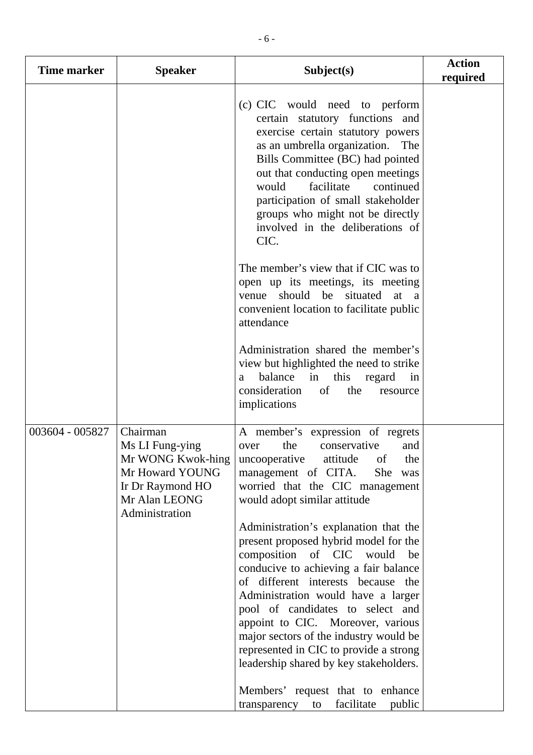| Time marker | Speaker | Subject(s) | Action required |
|---|---|---|---|
| | | (c) CIC would need to perform certain statutory functions and exercise certain statutory powers as an umbrella organization. The Bills Committee (BC) had pointed out that conducting open meetings would facilitate continued participation of small stakeholder groups who might not be directly involved in the deliberations of CIC.<br><br>The member's view that if CIC was to open up its meetings, its meeting venue should be situated at a convenient location to facilitate public attendance<br><br>Administration shared the member's view but highlighted the need to strike a balance in this regard in consideration of the resource implications | |
| 003604 - 005827 | Chairman<br>Ms LI Fung-ying<br>Mr WONG Kwok-hing<br>Mr Howard YOUNG<br>Ir Dr Raymond HO<br>Mr Alan LEONG<br>Administration | A member's expression of regrets over the conservative and uncooperative attitude of the management of CITA. She was worried that the CIC management would adopt similar attitude<br><br>Administration's explanation that the present proposed hybrid model for the composition of CIC would be conducive to achieving a fair balance of different interests because the Administration would have a larger pool of candidates to select and appoint to CIC. Moreover, various major sectors of the industry would be represented in CIC to provide a strong leadership shared by key stakeholders.<br><br>Members' request that to enhance transparency to facilitate public | |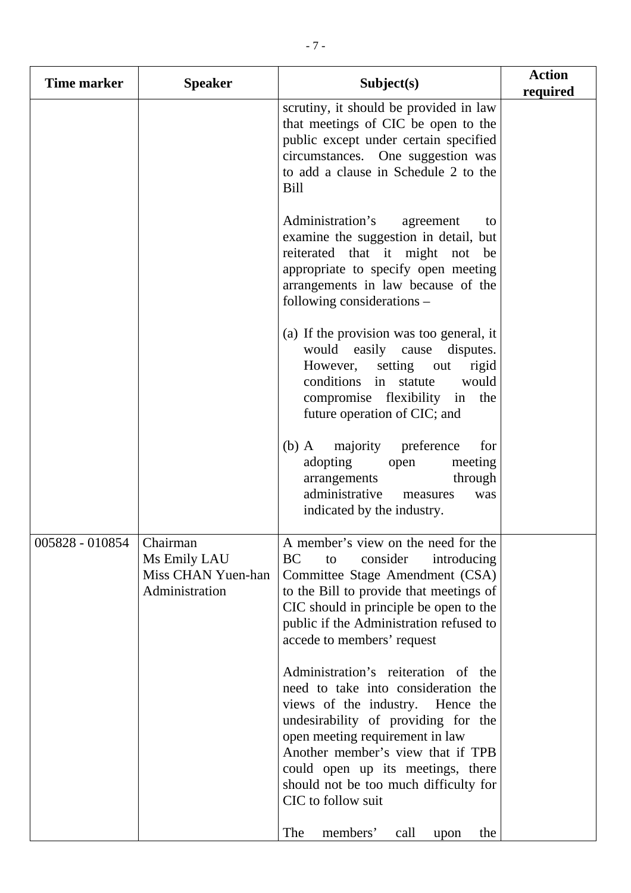| Time marker | Speaker | Subject(s) | Action required |
|---|---|---|---|
| | | scrutiny, it should be provided in law that meetings of CIC be open to the public except under certain specified circumstances. One suggestion was to add a clause in Schedule 2 to the Bill<br><br>Administration's agreement to examine the suggestion in detail, but reiterated that it might not be appropriate to specify open meeting arrangements in law because of the following considerations –<br><br>(a) If the provision was too general, it would easily cause disputes. However, setting out rigid conditions in statute would compromise flexibility in the future operation of CIC; and<br><br>(b) A majority preference for adopting open meeting arrangements through administrative measures was indicated by the industry. | |
| 005828 - 010854 | Chairman<br>Ms Emily LAU<br>Miss CHAN Yuen-han<br>Administration | A member's view on the need for the BC to consider introducing Committee Stage Amendment (CSA) to the Bill to provide that meetings of CIC should in principle be open to the public if the Administration refused to accede to members' request<br><br>Administration's reiteration of the need to take into consideration the views of the industry. Hence the undesirability of providing for the open meeting requirement in law<br>Another member's view that if TPB could open up its meetings, there should not be too much difficulty for CIC to follow suit<br><br>The members' call upon the | |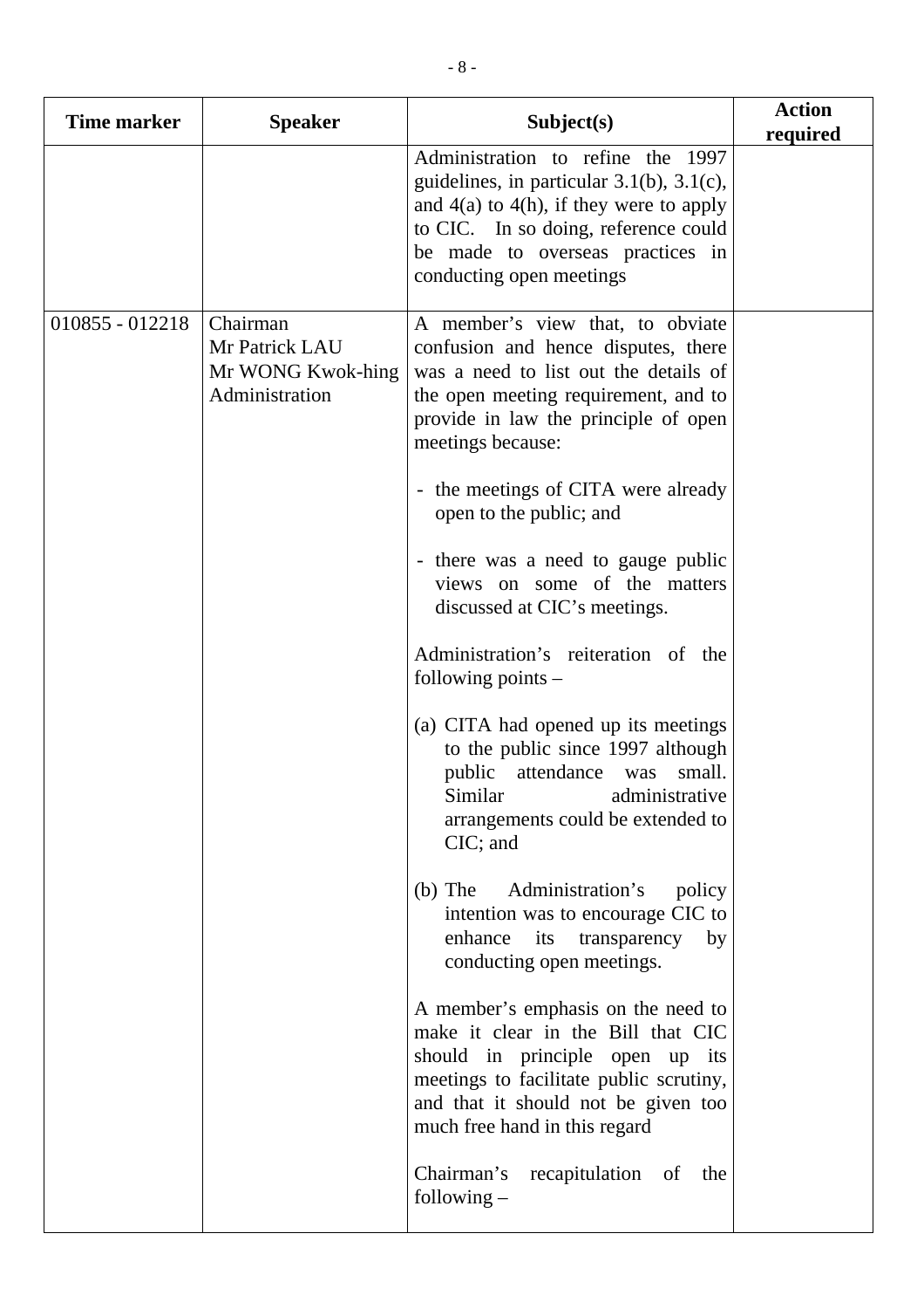| Time marker | Speaker | Subject(s) | Action required |
|---|---|---|---|
| | | Administration to refine the 1997 guidelines, in particular 3.1(b), 3.1(c), and 4(a) to 4(h), if they were to apply to CIC. In so doing, reference could be made to overseas practices in conducting open meetings | |
| 010855 - 012218 | Chairman<br>Mr Patrick LAU<br>Mr WONG Kwok-hing<br>Administration | A member's view that, to obviate confusion and hence disputes, there was a need to list out the details of the open meeting requirement, and to provide in law the principle of open meetings because:<br><br>- the meetings of CITA were already open to the public; and<br><br>- there was a need to gauge public views on some of the matters discussed at CIC's meetings.<br><br>Administration's reiteration of the following points –<br><br>(a) CITA had opened up its meetings to the public since 1997 although public attendance was small. Similar administrative arrangements could be extended to CIC; and<br><br>(b) The Administration's policy intention was to encourage CIC to enhance its transparency by conducting open meetings.<br><br>A member's emphasis on the need to make it clear in the Bill that CIC should in principle open up its meetings to facilitate public scrutiny, and that it should not be given too much free hand in this regard<br><br>Chairman's recapitulation of the following – | |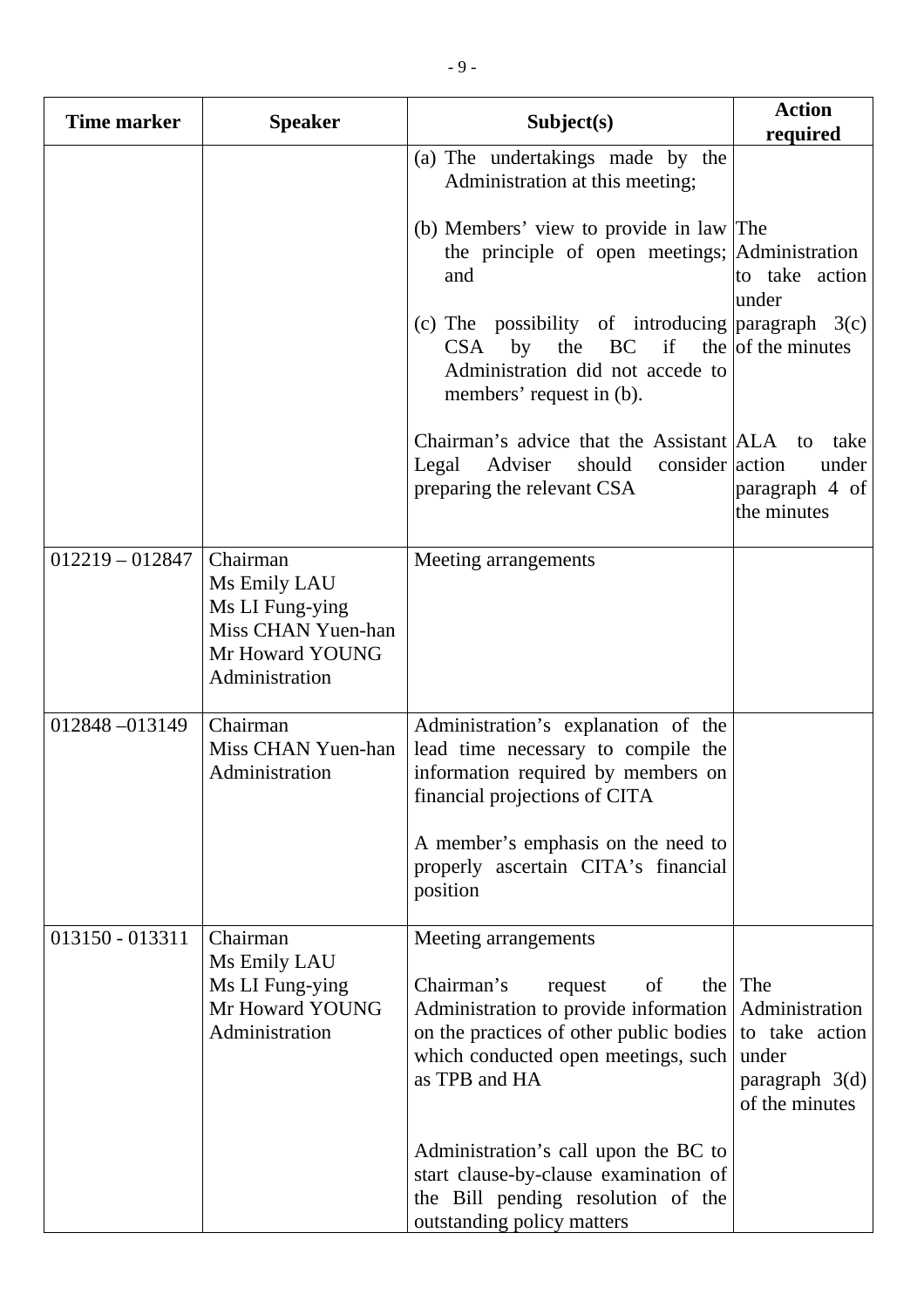| Time marker | Speaker | Subject(s) | Action required |
|---|---|---|---|
| | | (a) The undertakings made by the Administration at this meeting;<br><br>(b) Members' view to provide in law the principle of open meetings; and<br><br>(c) The possibility of introducing CSA by the BC if the Administration did not accede to members' request in (b).<br><br>Chairman's advice that the Assistant Legal Adviser should consider preparing the relevant CSA | The Administration to take action under paragraph 3(c) of the minutes<br><br>ALA to take action under paragraph 4 of the minutes |
| 012219 – 012847 | Chairman<br>Ms Emily LAU<br>Ms LI Fung-ying<br>Miss CHAN Yuen-han<br>Mr Howard YOUNG<br>Administration | Meeting arrangements | |
| 012848 –013149 | Chairman<br>Miss CHAN Yuen-han<br>Administration | Administration's explanation of the lead time necessary to compile the information required by members on financial projections of CITA<br><br>A member's emphasis on the need to properly ascertain CITA's financial position | |
| 013150 - 013311 | Chairman<br>Ms Emily LAU<br>Ms LI Fung-ying<br>Mr Howard YOUNG<br>Administration | Meeting arrangements<br><br>Chairman's request of the Administration to provide information on the practices of other public bodies which conducted open meetings, such as TPB and HA<br><br>Administration's call upon the BC to start clause-by-clause examination of the Bill pending resolution of the outstanding policy matters | The Administration to take action under paragraph 3(d) of the minutes |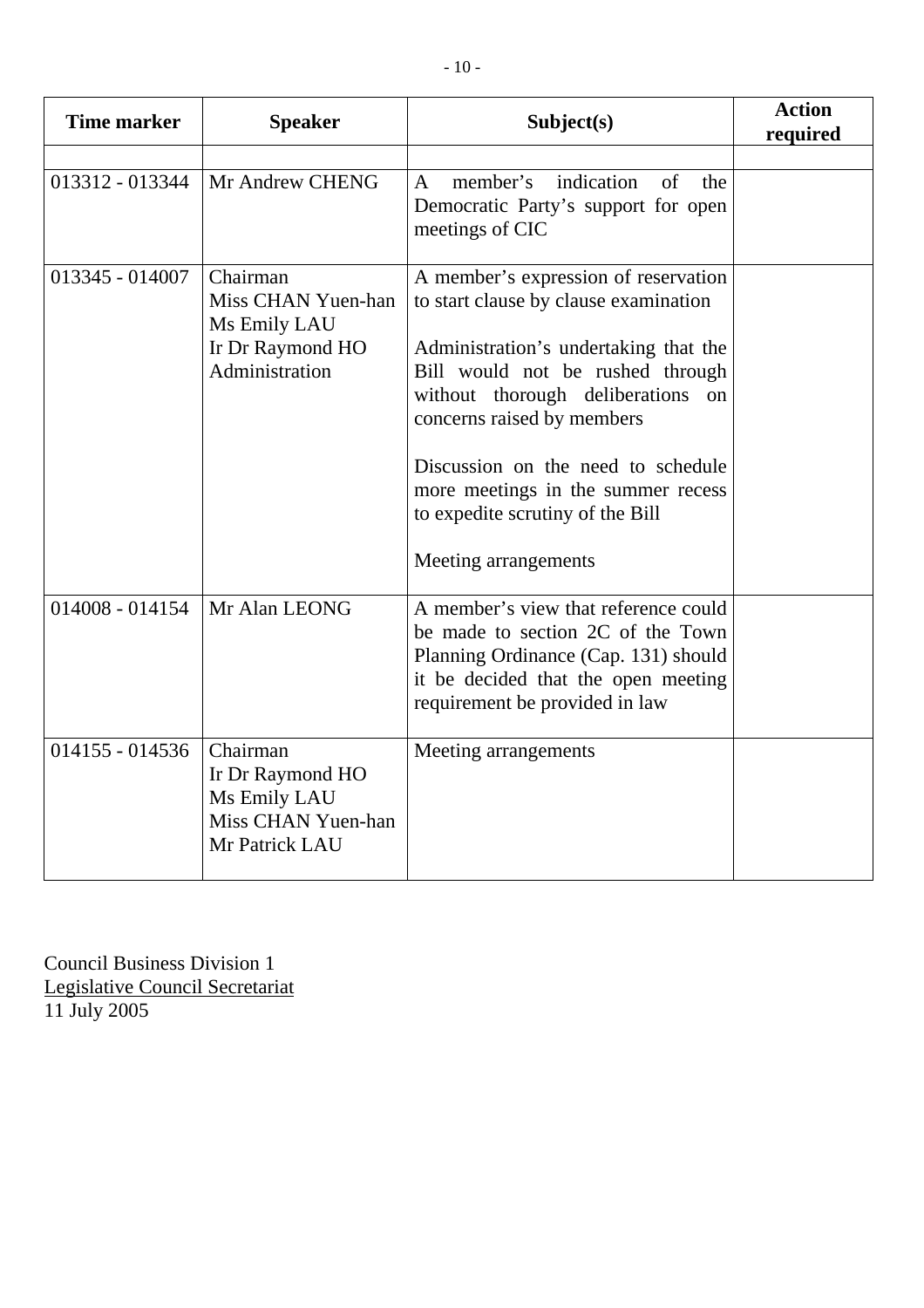| Time marker | Speaker | Subject(s) | Action required |
|---|---|---|---|
| | | | |
| 013312 - 013344 | Mr Andrew CHENG | A member's indication of the Democratic Party's support for open meetings of CIC | |
| 013345 - 014007 | Chairman<br>Miss CHAN Yuen-han<br>Ms Emily LAU<br>Ir Dr Raymond HO<br>Administration | A member's expression of reservation to start clause by clause examination<br><br>Administration's undertaking that the Bill would not be rushed through without thorough deliberations on concerns raised by members<br><br>Discussion on the need to schedule more meetings in the summer recess to expedite scrutiny of the Bill<br><br>Meeting arrangements | |
| 014008 - 014154 | Mr Alan LEONG | A member's view that reference could be made to section 2C of the Town Planning Ordinance (Cap. 131) should it be decided that the open meeting requirement be provided in law | |
| 014155 - 014536 | Chairman<br>Ir Dr Raymond HO<br>Ms Emily LAU<br>Miss CHAN Yuen-han<br>Mr Patrick LAU | Meeting arrangements | |

Council Business Division 1
Legislative Council Secretariat
11 July 2005